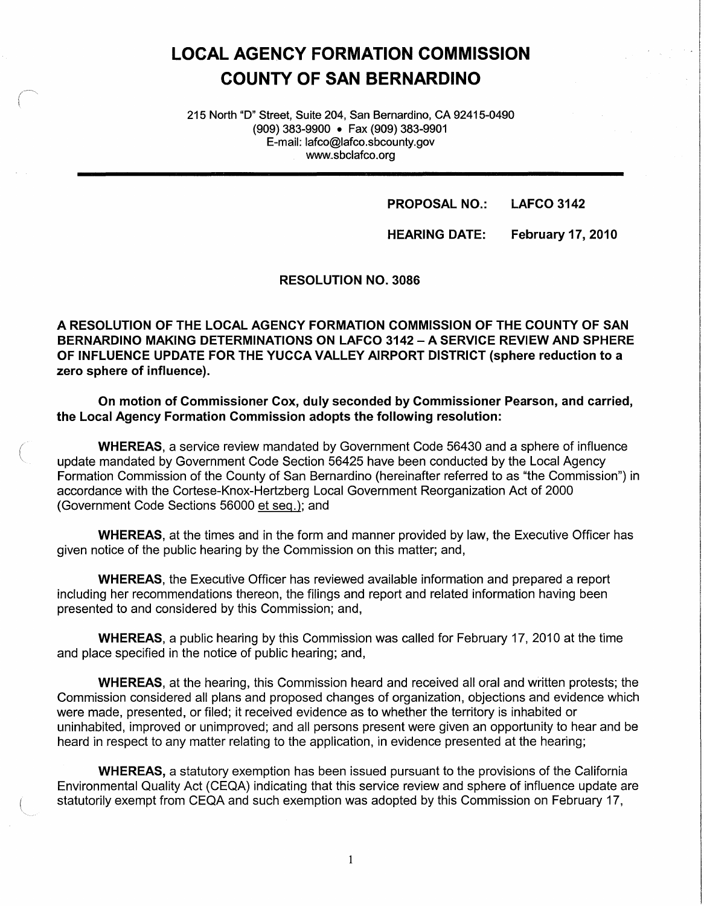# LOCAL AGENCY FORMATION COMMISSION
# COUNTY OF SAN BERNARDINO

215 North "D" Street, Suite 204, San Bernardino, CA 92415-0490
(909) 383-9900 • Fax (909) 383-9901
E-mail: lafco@lafco.sbcounty.gov
www.sbclafco.org

**PROPOSAL NO.: LAFCO 3142**

**HEARING DATE: February 17, 2010**

**RESOLUTION NO. 3086**

**A RESOLUTION OF THE LOCAL AGENCY FORMATION COMMISSION OF THE COUNTY OF SAN BERNARDINO MAKING DETERMINATIONS ON LAFCO 3142 – A SERVICE REVIEW AND SPHERE OF INFLUENCE UPDATE FOR THE YUCCA VALLEY AIRPORT DISTRICT (sphere reduction to a zero sphere of influence).**

**On motion of Commissioner Cox, duly seconded by Commissioner Pearson, and carried, the Local Agency Formation Commission adopts the following resolution:**

**WHEREAS**, a service review mandated by Government Code 56430 and a sphere of influence update mandated by Government Code Section 56425 have been conducted by the Local Agency Formation Commission of the County of San Bernardino (hereinafter referred to as "the Commission") in accordance with the Cortese-Knox-Hertzberg Local Government Reorganization Act of 2000 (Government Code Sections 56000 et seq.); and

**WHEREAS**, at the times and in the form and manner provided by law, the Executive Officer has given notice of the public hearing by the Commission on this matter; and,

**WHEREAS**, the Executive Officer has reviewed available information and prepared a report including her recommendations thereon, the filings and report and related information having been presented to and considered by this Commission; and,

**WHEREAS**, a public hearing by this Commission was called for February 17, 2010 at the time and place specified in the notice of public hearing; and,

**WHEREAS**, at the hearing, this Commission heard and received all oral and written protests; the Commission considered all plans and proposed changes of organization, objections and evidence which were made, presented, or filed; it received evidence as to whether the territory is inhabited or uninhabited, improved or unimproved; and all persons present were given an opportunity to hear and be heard in respect to any matter relating to the application, in evidence presented at the hearing;

**WHEREAS,** a statutory exemption has been issued pursuant to the provisions of the California Environmental Quality Act (CEQA) indicating that this service review and sphere of influence update are statutorily exempt from CEQA and such exemption was adopted by this Commission on February 17,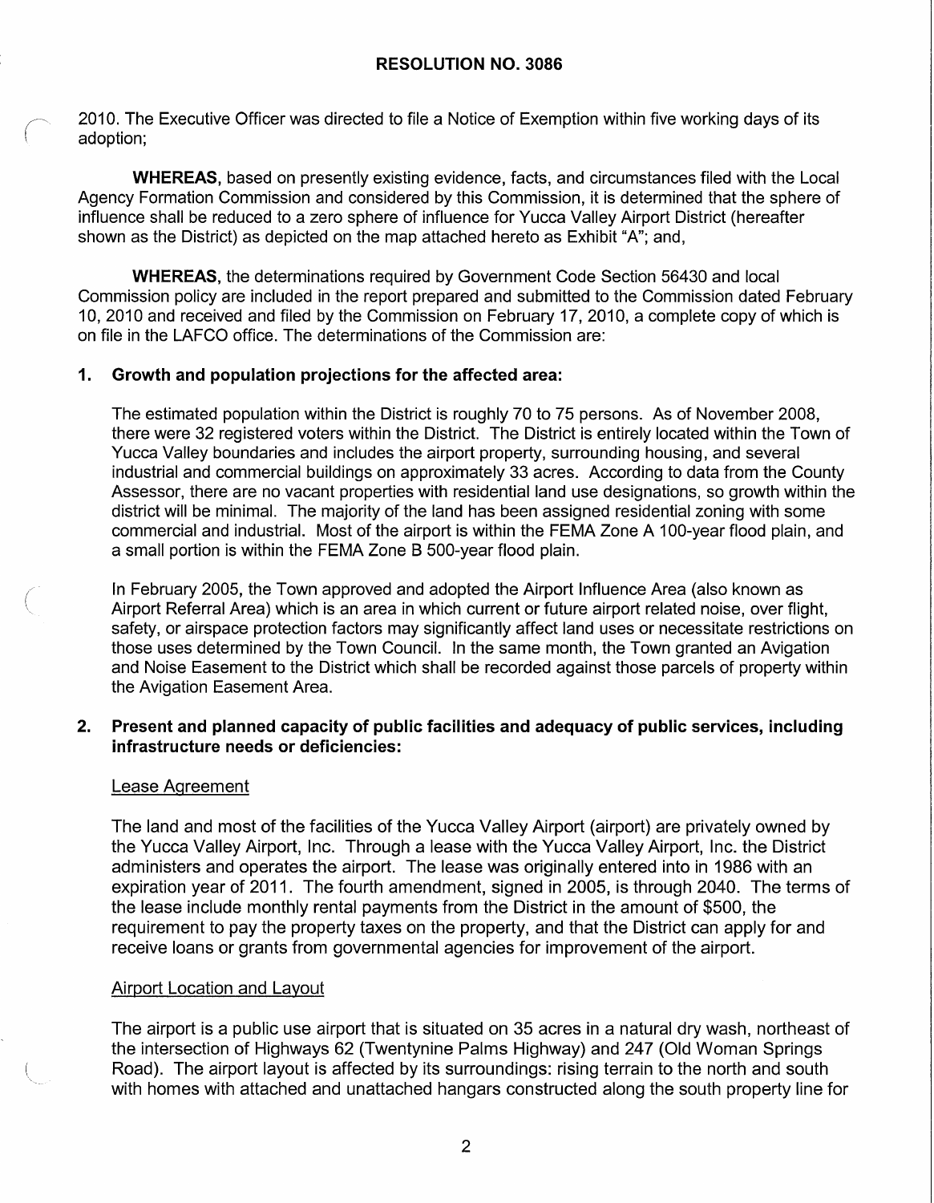2010. The Executive Officer was directed to file a Notice of Exemption within five working days of its adoption;

**WHEREAS**, based on presently existing evidence, facts, and circumstances filed with the Local Agency Formation Commission and considered by this Commission, it is determined that the sphere of influence shall be reduced to a zero sphere of influence for Yucca Valley Airport District (hereafter shown as the District) as depicted on the map attached hereto as Exhibit "A"; and,

**WHEREAS**, the determinations required by Government Code Section 56430 and local Commission policy are included in the report prepared and submitted to the Commission dated February 10, 2010 and received and filed by the Commission on February 17, 2010, a complete copy of which is on file in the LAFCO office. The determinations of the Commission are:

**1. Growth and population projections for the affected area:**

The estimated population within the District is roughly 70 to 75 persons. As of November 2008, there were 32 registered voters within the District. The District is entirely located within the Town of Yucca Valley boundaries and includes the airport property, surrounding housing, and several industrial and commercial buildings on approximately 33 acres. According to data from the County Assessor, there are no vacant properties with residential land use designations, so growth within the district will be minimal. The majority of the land has been assigned residential zoning with some commercial and industrial. Most of the airport is within the FEMA Zone A 100-year flood plain, and a small portion is within the FEMA Zone B 500-year flood plain.

In February 2005, the Town approved and adopted the Airport Influence Area (also known as Airport Referral Area) which is an area in which current or future airport related noise, over flight, safety, or airspace protection factors may significantly affect land uses or necessitate restrictions on those uses determined by the Town Council. In the same month, the Town granted an Avigation and Noise Easement to the District which shall be recorded against those parcels of property within the Avigation Easement Area.

**2. Present and planned capacity of public facilities and adequacy of public services, including infrastructure needs or deficiencies:**

Lease Agreement

The land and most of the facilities of the Yucca Valley Airport (airport) are privately owned by the Yucca Valley Airport, Inc. Through a lease with the Yucca Valley Airport, Inc. the District administers and operates the airport. The lease was originally entered into in 1986 with an expiration year of 2011. The fourth amendment, signed in 2005, is through 2040. The terms of the lease include monthly rental payments from the District in the amount of $500, the requirement to pay the property taxes on the property, and that the District can apply for and receive loans or grants from governmental agencies for improvement of the airport.

Airport Location and Layout

The airport is a public use airport that is situated on 35 acres in a natural dry wash, northeast of the intersection of Highways 62 (Twentynine Palms Highway) and 247 (Old Woman Springs Road). The airport layout is affected by its surroundings: rising terrain to the north and south with homes with attached and unattached hangars constructed along the south property line for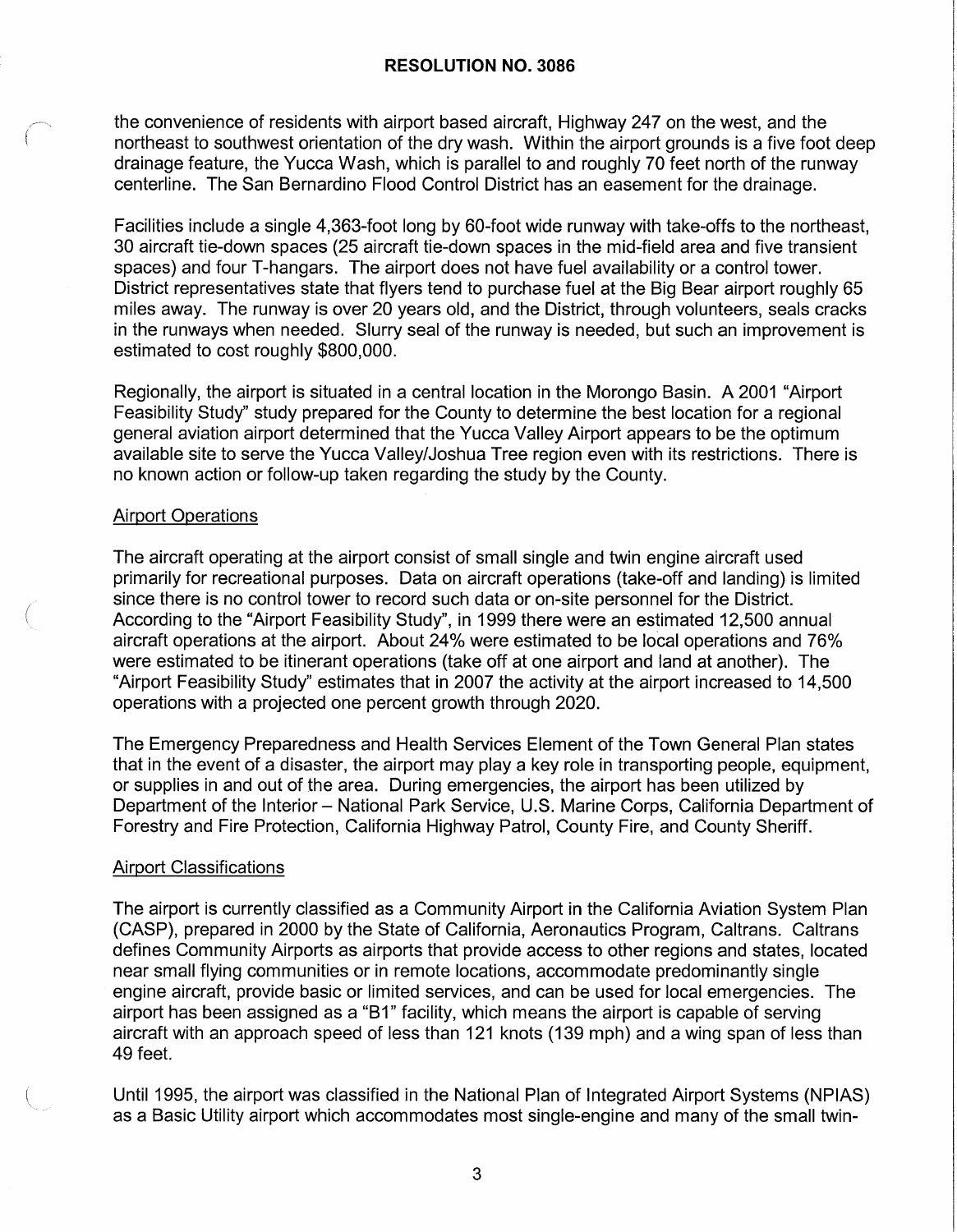the convenience of residents with airport based aircraft, Highway 247 on the west, and the northeast to southwest orientation of the dry wash. Within the airport grounds is a five foot deep drainage feature, the Yucca Wash, which is parallel to and roughly 70 feet north of the runway centerline. The San Bernardino Flood Control District has an easement for the drainage.

Facilities include a single 4,363-foot long by 60-foot wide runway with take-offs to the northeast, 30 aircraft tie-down spaces (25 aircraft tie-down spaces in the mid-field area and five transient spaces) and four T-hangars. The airport does not have fuel availability or a control tower. District representatives state that flyers tend to purchase fuel at the Big Bear airport roughly 65 miles away. The runway is over 20 years old, and the District, through volunteers, seals cracks in the runways when needed. Slurry seal of the runway is needed, but such an improvement is estimated to cost roughly $800,000.

Regionally, the airport is situated in a central location in the Morongo Basin. A 2001 "Airport Feasibility Study" study prepared for the County to determine the best location for a regional general aviation airport determined that the Yucca Valley Airport appears to be the optimum available site to serve the Yucca Valley/Joshua Tree region even with its restrictions. There is no known action or follow-up taken regarding the study by the County.

## Airport Operations

The aircraft operating at the airport consist of small single and twin engine aircraft used primarily for recreational purposes. Data on aircraft operations (take-off and landing) is limited since there is no control tower to record such data or on-site personnel for the District. According to the "Airport Feasibility Study", in 1999 there were an estimated 12,500 annual aircraft operations at the airport. About 24% were estimated to be local operations and 76% were estimated to be itinerant operations (take off at one airport and land at another). The "Airport Feasibility Study" estimates that in 2007 the activity at the airport increased to 14,500 operations with a projected one percent growth through 2020.

The Emergency Preparedness and Health Services Element of the Town General Plan states that in the event of a disaster, the airport may play a key role in transporting people, equipment, or supplies in and out of the area. During emergencies, the airport has been utilized by Department of the Interior – National Park Service, U.S. Marine Corps, California Department of Forestry and Fire Protection, California Highway Patrol, County Fire, and County Sheriff.

## Airport Classifications

The airport is currently classified as a Community Airport in the California Aviation System Plan (CASP), prepared in 2000 by the State of California, Aeronautics Program, Caltrans. Caltrans defines Community Airports as airports that provide access to other regions and states, located near small flying communities or in remote locations, accommodate predominantly single engine aircraft, provide basic or limited services, and can be used for local emergencies. The airport has been assigned as a "B1" facility, which means the airport is capable of serving aircraft with an approach speed of less than 121 knots (139 mph) and a wing span of less than 49 feet.

Until 1995, the airport was classified in the National Plan of Integrated Airport Systems (NPIAS) as a Basic Utility airport which accommodates most single-engine and many of the small twin-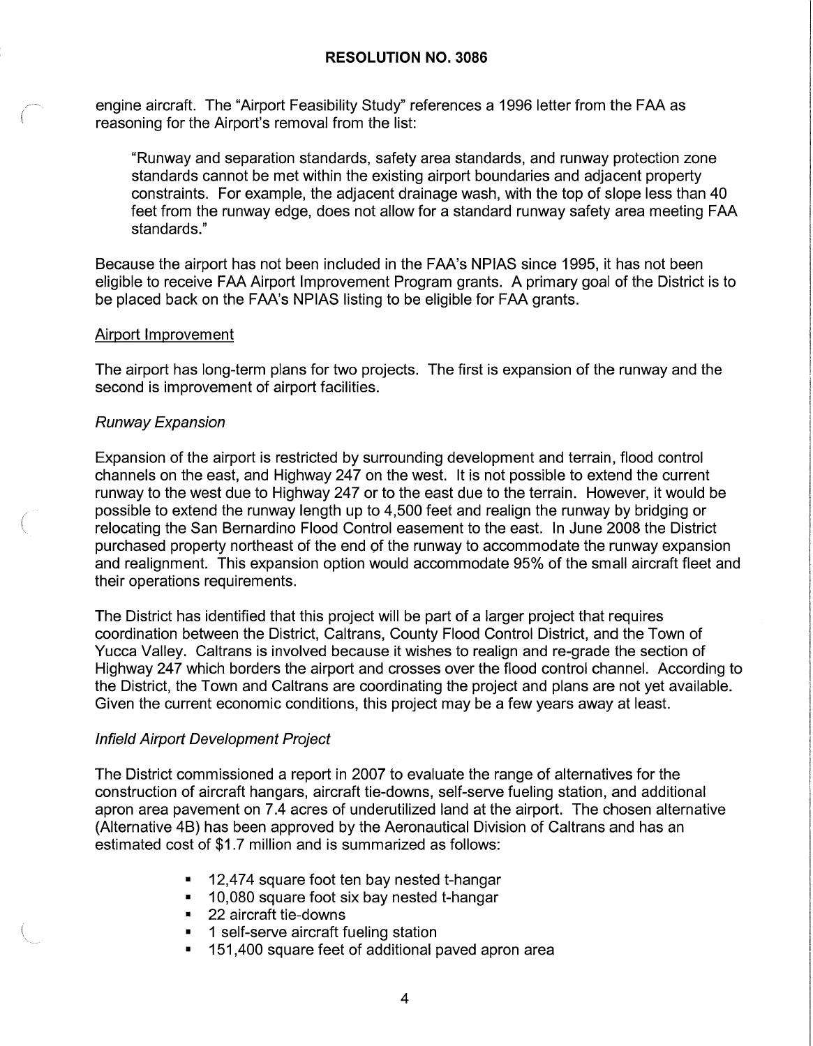engine aircraft. The "Airport Feasibility Study" references a 1996 letter from the FAA as reasoning for the Airport's removal from the list:

> "Runway and separation standards, safety area standards, and runway protection zone standards cannot be met within the existing airport boundaries and adjacent property constraints. For example, the adjacent drainage wash, with the top of slope less than 40 feet from the runway edge, does not allow for a standard runway safety area meeting FAA standards."

Because the airport has not been included in the FAA's NPIAS since 1995, it has not been eligible to receive FAA Airport Improvement Program grants. A primary goal of the District is to be placed back on the FAA's NPIAS listing to be eligible for FAA grants.

Airport Improvement

The airport has long-term plans for two projects. The first is expansion of the runway and the second is improvement of airport facilities.

*Runway Expansion*

Expansion of the airport is restricted by surrounding development and terrain, flood control channels on the east, and Highway 247 on the west. It is not possible to extend the current runway to the west due to Highway 247 or to the east due to the terrain. However, it would be possible to extend the runway length up to 4,500 feet and realign the runway by bridging or relocating the San Bernardino Flood Control easement to the east. In June 2008 the District purchased property northeast of the end of the runway to accommodate the runway expansion and realignment. This expansion option would accommodate 95% of the small aircraft fleet and their operations requirements.

The District has identified that this project will be part of a larger project that requires coordination between the District, Caltrans, County Flood Control District, and the Town of Yucca Valley. Caltrans is involved because it wishes to realign and re-grade the section of Highway 247 which borders the airport and crosses over the flood control channel. According to the District, the Town and Caltrans are coordinating the project and plans are not yet available. Given the current economic conditions, this project may be a few years away at least.

*Infield Airport Development Project*

The District commissioned a report in 2007 to evaluate the range of alternatives for the construction of aircraft hangars, aircraft tie-downs, self-serve fueling station, and additional apron area pavement on 7.4 acres of underutilized land at the airport. The chosen alternative (Alternative 4B) has been approved by the Aeronautical Division of Caltrans and has an estimated cost of $1.7 million and is summarized as follows:

- 12,474 square foot ten bay nested t-hangar
- 10,080 square foot six bay nested t-hangar
- 22 aircraft tie-downs
- 1 self-serve aircraft fueling station
- 151,400 square feet of additional paved apron area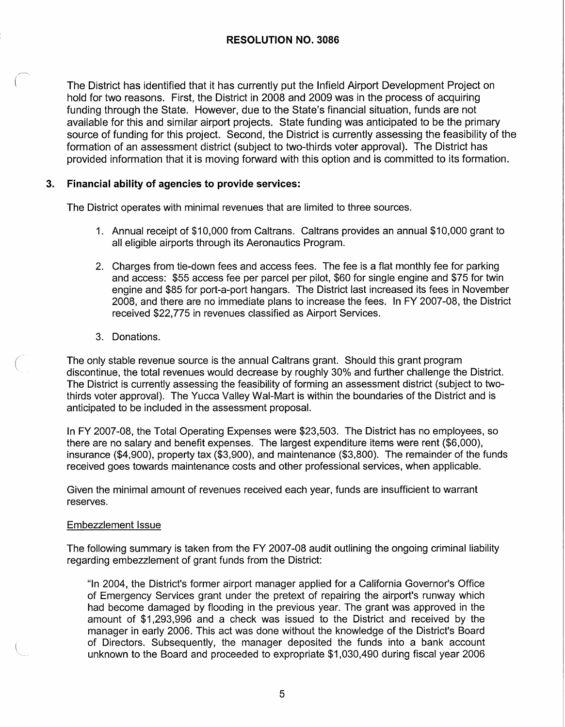## RESOLUTION NO. 3086

The District has identified that it has currently put the Infield Airport Development Project on hold for two reasons. First, the District in 2008 and 2009 was in the process of acquiring funding through the State. However, due to the State's financial situation, funds are not available for this and similar airport projects. State funding was anticipated to be the primary source of funding for this project. Second, the District is currently assessing the feasibility of the formation of an assessment district (subject to two-thirds voter approval). The District has provided information that it is moving forward with this option and is committed to its formation.

### 3. Financial ability of agencies to provide services:

The District operates with minimal revenues that are limited to three sources.

1. Annual receipt of $10,000 from Caltrans. Caltrans provides an annual $10,000 grant to all eligible airports through its Aeronautics Program.

2. Charges from tie-down fees and access fees. The fee is a flat monthly fee for parking and access: $55 access fee per parcel per pilot, $60 for single engine and $75 for twin engine and $85 for port-a-port hangars. The District last increased its fees in November 2008, and there are no immediate plans to increase the fees. In FY 2007-08, the District received $22,775 in revenues classified as Airport Services.

3. Donations.

The only stable revenue source is the annual Caltrans grant. Should this grant program discontinue, the total revenues would decrease by roughly 30% and further challenge the District. The District is currently assessing the feasibility of forming an assessment district (subject to two-thirds voter approval). The Yucca Valley Wal-Mart is within the boundaries of the District and is anticipated to be included in the assessment proposal.

In FY 2007-08, the Total Operating Expenses were $23,503. The District has no employees, so there are no salary and benefit expenses. The largest expenditure items were rent ($6,000), insurance ($4,900), property tax ($3,900), and maintenance ($3,800). The remainder of the funds received goes towards maintenance costs and other professional services, when applicable.

Given the minimal amount of revenues received each year, funds are insufficient to warrant reserves.

Embezzlement Issue

The following summary is taken from the FY 2007-08 audit outlining the ongoing criminal liability regarding embezzlement of grant funds from the District:

"In 2004, the District's former airport manager applied for a California Governor's Office of Emergency Services grant under the pretext of repairing the airport's runway which had become damaged by flooding in the previous year. The grant was approved in the amount of $1,293,996 and a check was issued to the District and received by the manager in early 2006. This act was done without the knowledge of the District's Board of Directors. Subsequently, the manager deposited the funds into a bank account unknown to the Board and proceeded to expropriate $1,030,490 during fiscal year 2006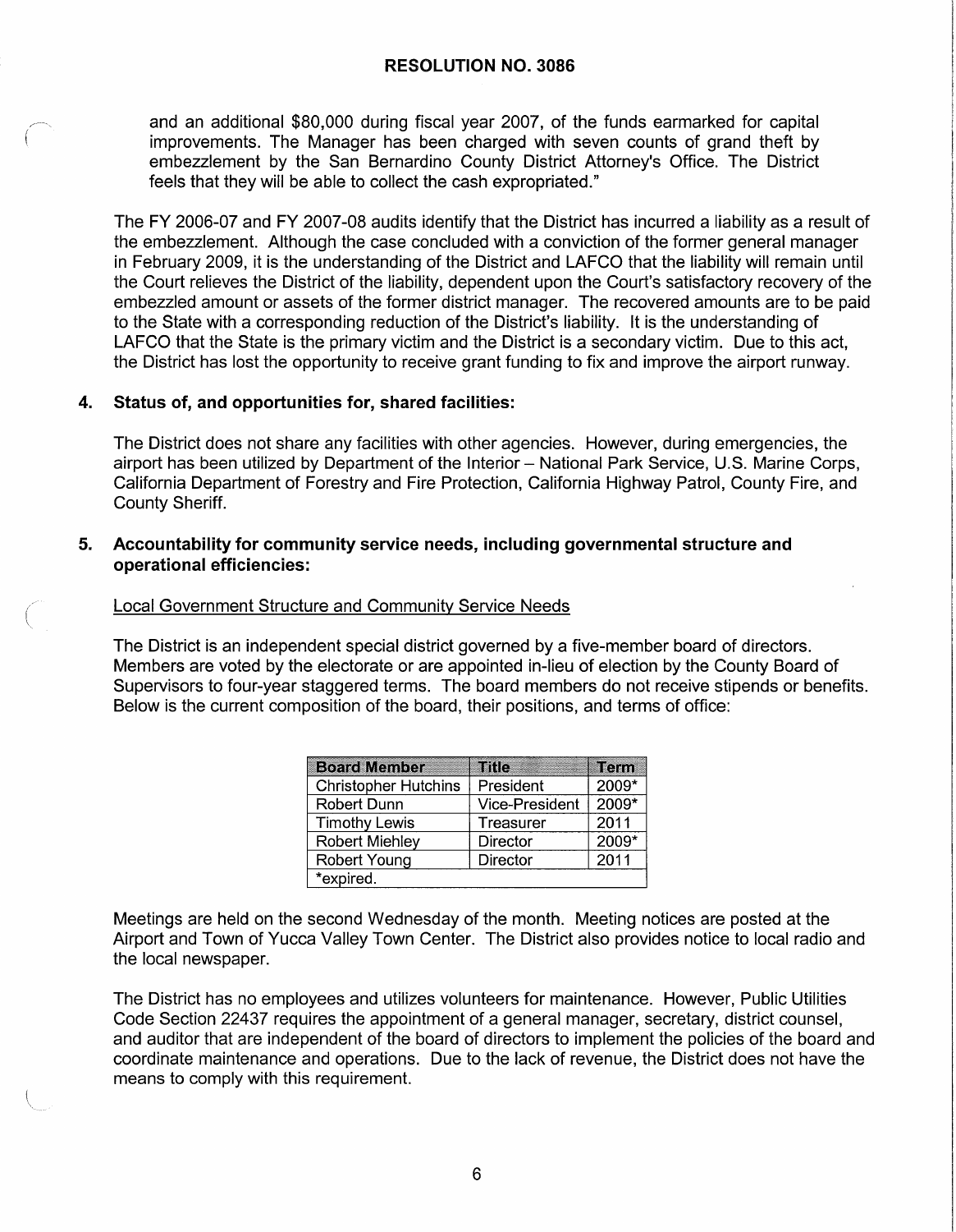**RESOLUTION NO. 3086**

and an additional $80,000 during fiscal year 2007, of the funds earmarked for capital improvements. The Manager has been charged with seven counts of grand theft by embezzlement by the San Bernardino County District Attorney's Office. The District feels that they will be able to collect the cash expropriated."

The FY 2006-07 and FY 2007-08 audits identify that the District has incurred a liability as a result of the embezzlement. Although the case concluded with a conviction of the former general manager in February 2009, it is the understanding of the District and LAFCO that the liability will remain until the Court relieves the District of the liability, dependent upon the Court's satisfactory recovery of the embezzled amount or assets of the former district manager. The recovered amounts are to be paid to the State with a corresponding reduction of the District's liability. It is the understanding of LAFCO that the State is the primary victim and the District is a secondary victim. Due to this act, the District has lost the opportunity to receive grant funding to fix and improve the airport runway.

**4. Status of, and opportunities for, shared facilities:**

The District does not share any facilities with other agencies. However, during emergencies, the airport has been utilized by Department of the Interior – National Park Service, U.S. Marine Corps, California Department of Forestry and Fire Protection, California Highway Patrol, County Fire, and County Sheriff.

**5. Accountability for community service needs, including governmental structure and operational efficiencies:**

Local Government Structure and Community Service Needs

The District is an independent special district governed by a five-member board of directors. Members are voted by the electorate or are appointed in-lieu of election by the County Board of Supervisors to four-year staggered terms. The board members do not receive stipends or benefits. Below is the current composition of the board, their positions, and terms of office:

| Board Member | Title | Term |
|---|---|---|
| Christopher Hutchins | President | 2009* |
| Robert Dunn | Vice-President | 2009* |
| Timothy Lewis | Treasurer | 2011 |
| Robert Miehley | Director | 2009* |
| Robert Young | Director | 2011 |
| *expired. | | |

Meetings are held on the second Wednesday of the month. Meeting notices are posted at the Airport and Town of Yucca Valley Town Center. The District also provides notice to local radio and the local newspaper.

The District has no employees and utilizes volunteers for maintenance. However, Public Utilities Code Section 22437 requires the appointment of a general manager, secretary, district counsel, and auditor that are independent of the board of directors to implement the policies of the board and coordinate maintenance and operations. Due to the lack of revenue, the District does not have the means to comply with this requirement.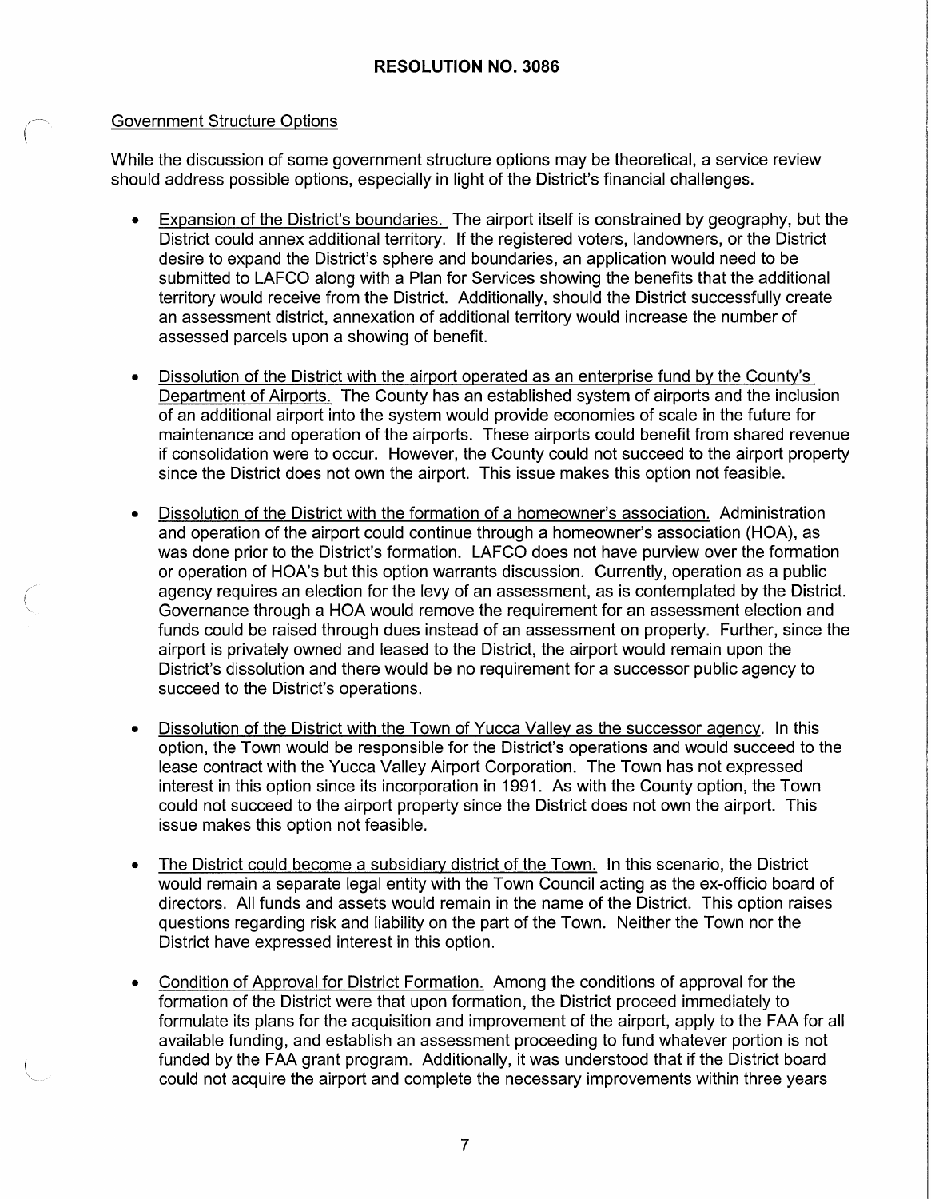**RESOLUTION NO. 3086**

Government Structure Options

While the discussion of some government structure options may be theoretical, a service review should address possible options, especially in light of the District's financial challenges.

- Expansion of the District's boundaries. The airport itself is constrained by geography, but the District could annex additional territory. If the registered voters, landowners, or the District desire to expand the District's sphere and boundaries, an application would need to be submitted to LAFCO along with a Plan for Services showing the benefits that the additional territory would receive from the District. Additionally, should the District successfully create an assessment district, annexation of additional territory would increase the number of assessed parcels upon a showing of benefit.

- Dissolution of the District with the airport operated as an enterprise fund by the County's Department of Airports. The County has an established system of airports and the inclusion of an additional airport into the system would provide economies of scale in the future for maintenance and operation of the airports. These airports could benefit from shared revenue if consolidation were to occur. However, the County could not succeed to the airport property since the District does not own the airport. This issue makes this option not feasible.

- Dissolution of the District with the formation of a homeowner's association. Administration and operation of the airport could continue through a homeowner's association (HOA), as was done prior to the District's formation. LAFCO does not have purview over the formation or operation of HOA's but this option warrants discussion. Currently, operation as a public agency requires an election for the levy of an assessment, as is contemplated by the District. Governance through a HOA would remove the requirement for an assessment election and funds could be raised through dues instead of an assessment on property. Further, since the airport is privately owned and leased to the District, the airport would remain upon the District's dissolution and there would be no requirement for a successor public agency to succeed to the District's operations.

- Dissolution of the District with the Town of Yucca Valley as the successor agency. In this option, the Town would be responsible for the District's operations and would succeed to the lease contract with the Yucca Valley Airport Corporation. The Town has not expressed interest in this option since its incorporation in 1991. As with the County option, the Town could not succeed to the airport property since the District does not own the airport. This issue makes this option not feasible.

- The District could become a subsidiary district of the Town. In this scenario, the District would remain a separate legal entity with the Town Council acting as the ex-officio board of directors. All funds and assets would remain in the name of the District. This option raises questions regarding risk and liability on the part of the Town. Neither the Town nor the District have expressed interest in this option.

- Condition of Approval for District Formation. Among the conditions of approval for the formation of the District were that upon formation, the District proceed immediately to formulate its plans for the acquisition and improvement of the airport, apply to the FAA for all available funding, and establish an assessment proceeding to fund whatever portion is not funded by the FAA grant program. Additionally, it was understood that if the District board could not acquire the airport and complete the necessary improvements within three years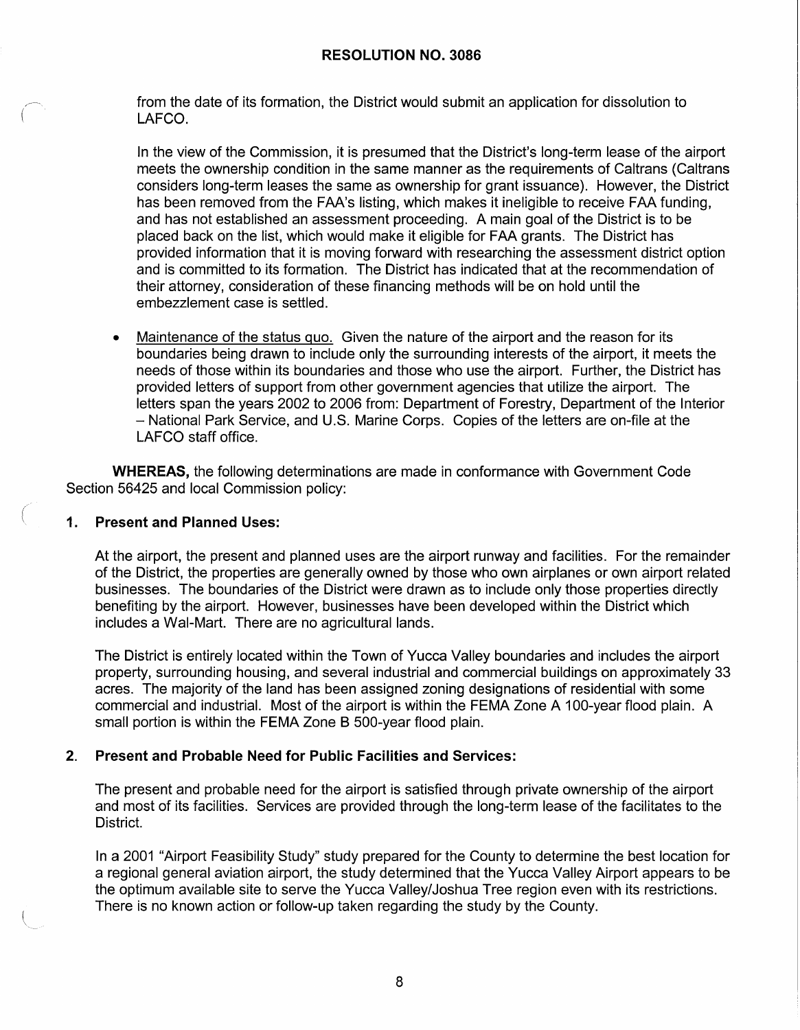from the date of its formation, the District would submit an application for dissolution to LAFCO.

In the view of the Commission, it is presumed that the District's long-term lease of the airport meets the ownership condition in the same manner as the requirements of Caltrans (Caltrans considers long-term leases the same as ownership for grant issuance). However, the District has been removed from the FAA's listing, which makes it ineligible to receive FAA funding, and has not established an assessment proceeding. A main goal of the District is to be placed back on the list, which would make it eligible for FAA grants. The District has provided information that it is moving forward with researching the assessment district option and is committed to its formation. The District has indicated that at the recommendation of their attorney, consideration of these financing methods will be on hold until the embezzlement case is settled.

- Maintenance of the status quo. Given the nature of the airport and the reason for its boundaries being drawn to include only the surrounding interests of the airport, it meets the needs of those within its boundaries and those who use the airport. Further, the District has provided letters of support from other government agencies that utilize the airport. The letters span the years 2002 to 2006 from: Department of Forestry, Department of the Interior – National Park Service, and U.S. Marine Corps. Copies of the letters are on-file at the LAFCO staff office.

**WHEREAS,** the following determinations are made in conformance with Government Code Section 56425 and local Commission policy:

**1. Present and Planned Uses:**

At the airport, the present and planned uses are the airport runway and facilities. For the remainder of the District, the properties are generally owned by those who own airplanes or own airport related businesses. The boundaries of the District were drawn as to include only those properties directly benefiting by the airport. However, businesses have been developed within the District which includes a Wal-Mart. There are no agricultural lands.

The District is entirely located within the Town of Yucca Valley boundaries and includes the airport property, surrounding housing, and several industrial and commercial buildings on approximately 33 acres. The majority of the land has been assigned zoning designations of residential with some commercial and industrial. Most of the airport is within the FEMA Zone A 100-year flood plain. A small portion is within the FEMA Zone B 500-year flood plain.

**2. Present and Probable Need for Public Facilities and Services:**

The present and probable need for the airport is satisfied through private ownership of the airport and most of its facilities. Services are provided through the long-term lease of the facilitates to the District.

In a 2001 "Airport Feasibility Study" study prepared for the County to determine the best location for a regional general aviation airport, the study determined that the Yucca Valley Airport appears to be the optimum available site to serve the Yucca Valley/Joshua Tree region even with its restrictions. There is no known action or follow-up taken regarding the study by the County.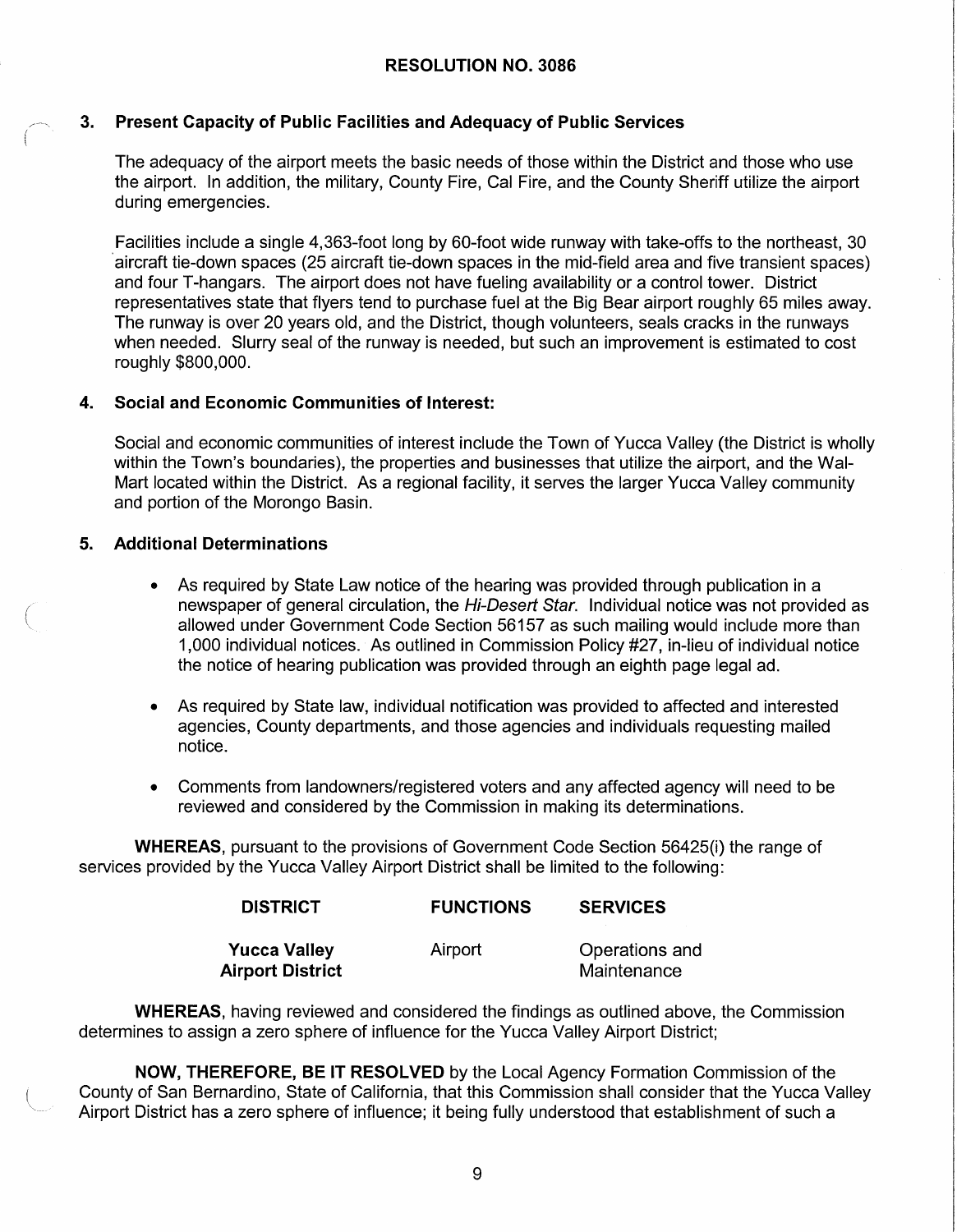**RESOLUTION NO. 3086**

### 3. Present Capacity of Public Facilities and Adequacy of Public Services

The adequacy of the airport meets the basic needs of those within the District and those who use the airport. In addition, the military, County Fire, Cal Fire, and the County Sheriff utilize the airport during emergencies.

Facilities include a single 4,363-foot long by 60-foot wide runway with take-offs to the northeast, 30 aircraft tie-down spaces (25 aircraft tie-down spaces in the mid-field area and five transient spaces) and four T-hangars. The airport does not have fueling availability or a control tower. District representatives state that flyers tend to purchase fuel at the Big Bear airport roughly 65 miles away. The runway is over 20 years old, and the District, though volunteers, seals cracks in the runways when needed. Slurry seal of the runway is needed, but such an improvement is estimated to cost roughly $800,000.

### 4. Social and Economic Communities of Interest:

Social and economic communities of interest include the Town of Yucca Valley (the District is wholly within the Town's boundaries), the properties and businesses that utilize the airport, and the Wal-Mart located within the District. As a regional facility, it serves the larger Yucca Valley community and portion of the Morongo Basin.

### 5. Additional Determinations

- As required by State Law notice of the hearing was provided through publication in a newspaper of general circulation, the *Hi-Desert Star*. Individual notice was not provided as allowed under Government Code Section 56157 as such mailing would include more than 1,000 individual notices. As outlined in Commission Policy #27, in-lieu of individual notice the notice of hearing publication was provided through an eighth page legal ad.
- As required by State law, individual notification was provided to affected and interested agencies, County departments, and those agencies and individuals requesting mailed notice.
- Comments from landowners/registered voters and any affected agency will need to be reviewed and considered by the Commission in making its determinations.

**WHEREAS**, pursuant to the provisions of Government Code Section 56425(i) the range of services provided by the Yucca Valley Airport District shall be limited to the following:

| DISTRICT | FUNCTIONS | SERVICES |
|---|---|---|
| **Yucca Valley Airport District** | Airport | Operations and Maintenance |

**WHEREAS**, having reviewed and considered the findings as outlined above, the Commission determines to assign a zero sphere of influence for the Yucca Valley Airport District;

**NOW, THEREFORE, BE IT RESOLVED** by the Local Agency Formation Commission of the County of San Bernardino, State of California, that this Commission shall consider that the Yucca Valley Airport District has a zero sphere of influence; it being fully understood that establishment of such a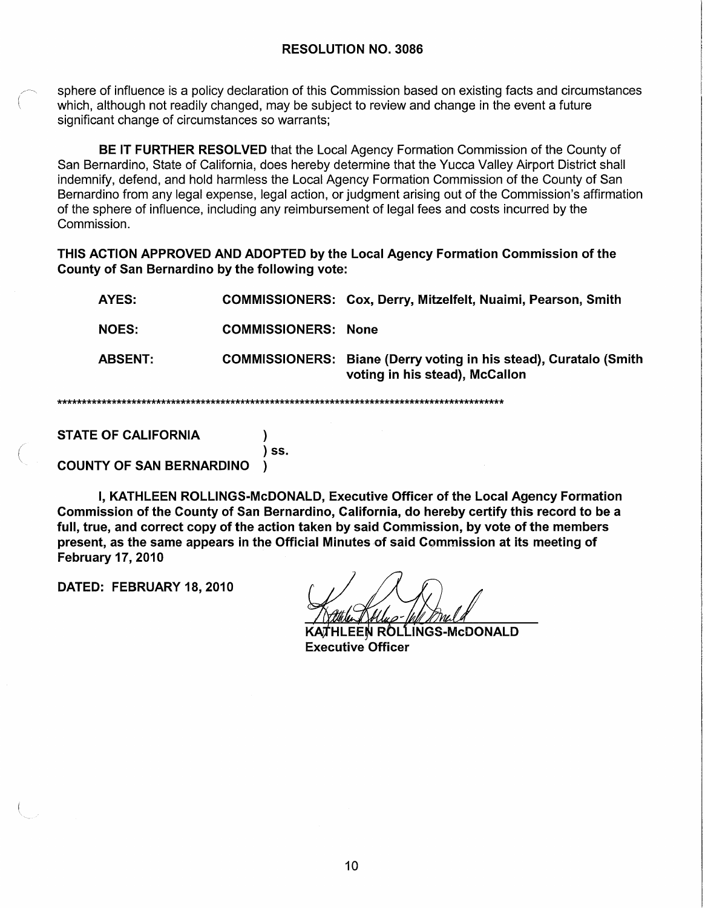**RESOLUTION NO. 3086**

sphere of influence is a policy declaration of this Commission based on existing facts and circumstances which, although not readily changed, may be subject to review and change in the event a future significant change of circumstances so warrants;

**BE IT FURTHER RESOLVED** that the Local Agency Formation Commission of the County of San Bernardino, State of California, does hereby determine that the Yucca Valley Airport District shall indemnify, defend, and hold harmless the Local Agency Formation Commission of the County of San Bernardino from any legal expense, legal action, or judgment arising out of the Commission's affirmation of the sphere of influence, including any reimbursement of legal fees and costs incurred by the Commission.

**THIS ACTION APPROVED AND ADOPTED by the Local Agency Formation Commission of the County of San Bernardino by the following vote:**

| | | |
|---|---|---|
| **AYES:** | **COMMISSIONERS:** | **Cox, Derry, Mitzelfelt, Nuaimi, Pearson, Smith** |
| **NOES:** | **COMMISSIONERS:** | **None** |
| **ABSENT:** | **COMMISSIONERS:** | **Biane (Derry voting in his stead), Curatalo (Smith voting in his stead), McCallon** |

**********************************************************************************************

**STATE OF CALIFORNIA** )
) **SS.**
**COUNTY OF SAN BERNARDINO** )

**I, KATHLEEN ROLLINGS-McDONALD, Executive Officer of the Local Agency Formation Commission of the County of San Bernardino, California, do hereby certify this record to be a full, true, and correct copy of the action taken by said Commission, by vote of the members present, as the same appears in the Official Minutes of said Commission at its meeting of February 17, 2010**

**DATED: FEBRUARY 18, 2010**

**KATHLEEN ROLLINGS-McDONALD**
**Executive Officer**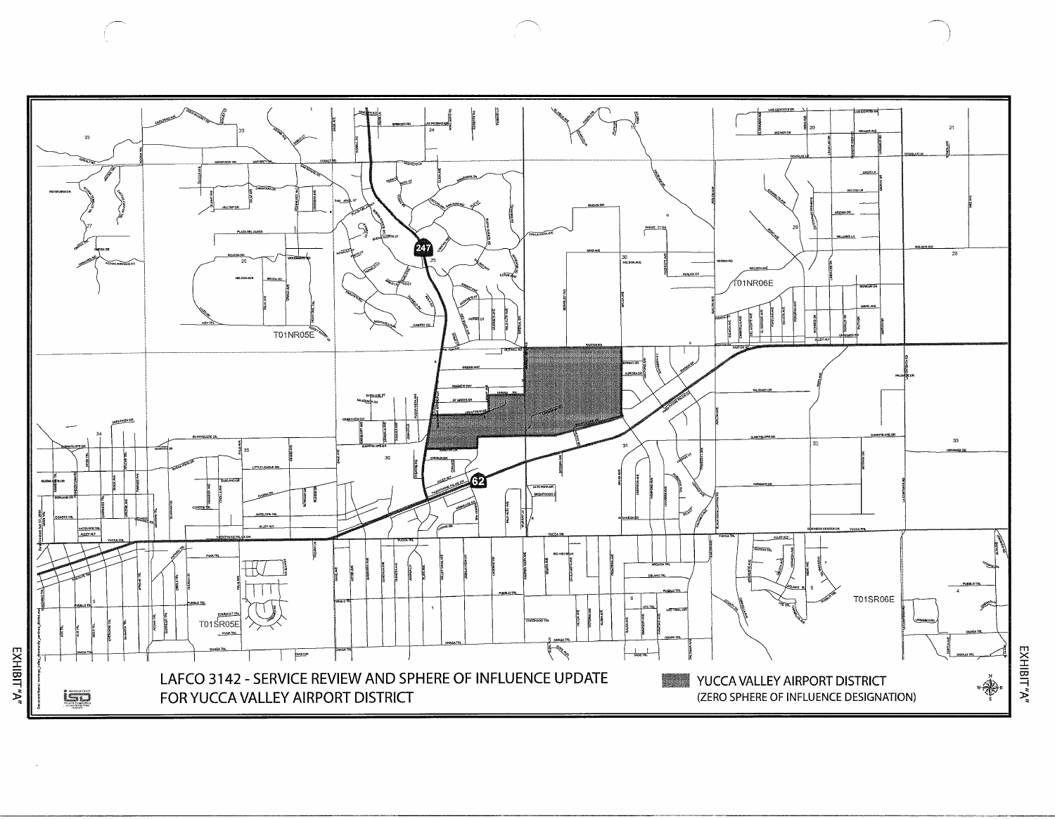EXHIBIT "A"

# LAFCO 3142 - SERVICE REVIEW AND SPHERE OF INFLUENCE UPDATE FOR YUCCA VALLEY AIRPORT DISTRICT

YUCCA VALLEY AIRPORT DISTRICT
(ZERO SPHERE OF INFLUENCE DESIGNATION)

EXHIBIT "A"